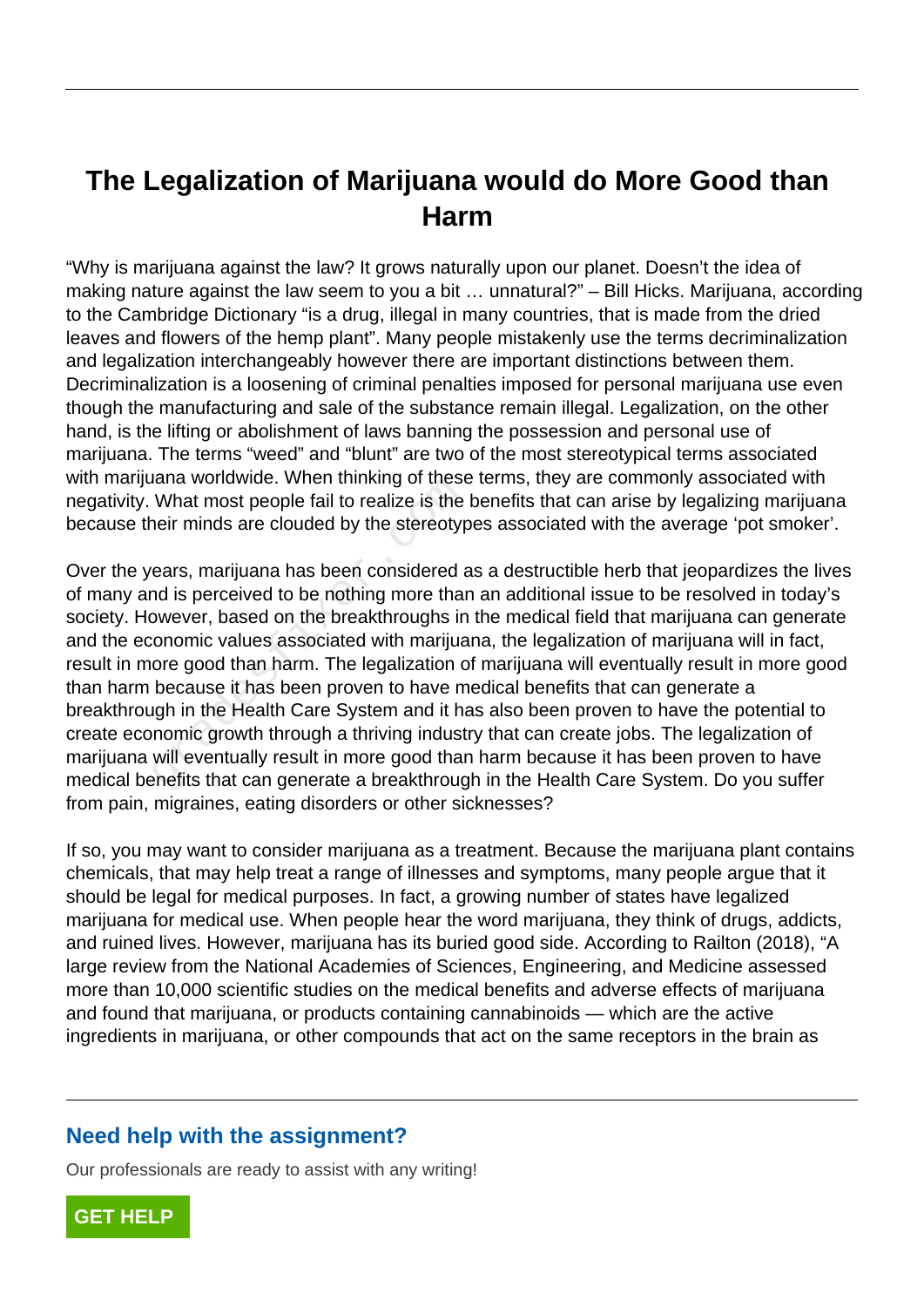# The Legalization of Marijuana would do More Good than Harm

"Why is marijuana against the law? It grows naturally upon our planet. Doesn't the idea of making nature against the law seem to you a bit … unnatural?" – Bill Hicks. Marijuana, according to the Cambridge Dictionary "is a drug, illegal in many countries, that is made from the dried leaves and flowers of the hemp plant". Many people mistakenly use the terms decriminalization and legalization interchangeably however there are important distinctions between them. Decriminalization is a loosening of criminal penalties imposed for personal marijuana use even though the manufacturing and sale of the substance remain illegal. Legalization, on the other hand, is the lifting or abolishment of laws banning the possession and personal use of marijuana. The terms "weed" and "blunt" are two of the most stereotypical terms associated with marijuana worldwide. When thinking of these terms, they are commonly associated with negativity. What most people fail to realize is the benefits that can arise by legalizing marijuana because their minds are clouded by the stereotypes associated with the average 'pot smoker'.

Over the years, marijuana has been considered as a destructible herb that jeopardizes the lives of many and is perceived to be nothing more than an additional issue to be resolved in today's society. However, based on the breakthroughs in the medical field that marijuana can generate and the economic values associated with marijuana, the legalization of marijuana will in fact, result in more good than harm. The legalization of marijuana will eventually result in more good than harm because it has been proven to have medical benefits that can generate a breakthrough in the Health Care System and it has also been proven to have the potential to create economic growth through a thriving industry that can create jobs. The legalization of marijuana will eventually result in more good than harm because it has been proven to have medical benefits that can generate a breakthrough in the Health Care System. Do you suffer from pain, migraines, eating disorders or other sicknesses?

If so, you may want to consider marijuana as a treatment. Because the marijuana plant contains chemicals, that may help treat a range of illnesses and symptoms, many people argue that it should be legal for medical purposes. In fact, a growing number of states have legalized marijuana for medical use. When people hear the word marijuana, they think of drugs, addicts, and ruined lives. However, marijuana has its buried good side. According to Railton (2018), "A large review from the National Academies of Sciences, Engineering, and Medicine assessed more than 10,000 scientific studies on the medical benefits and adverse effects of marijuana and found that marijuana, or products containing cannabinoids — which are the active ingredients in marijuana, or other compounds that act on the same receptors in the brain as

## Need help with the assignment?

Our professionals are ready to assist with any writing!

GET HELP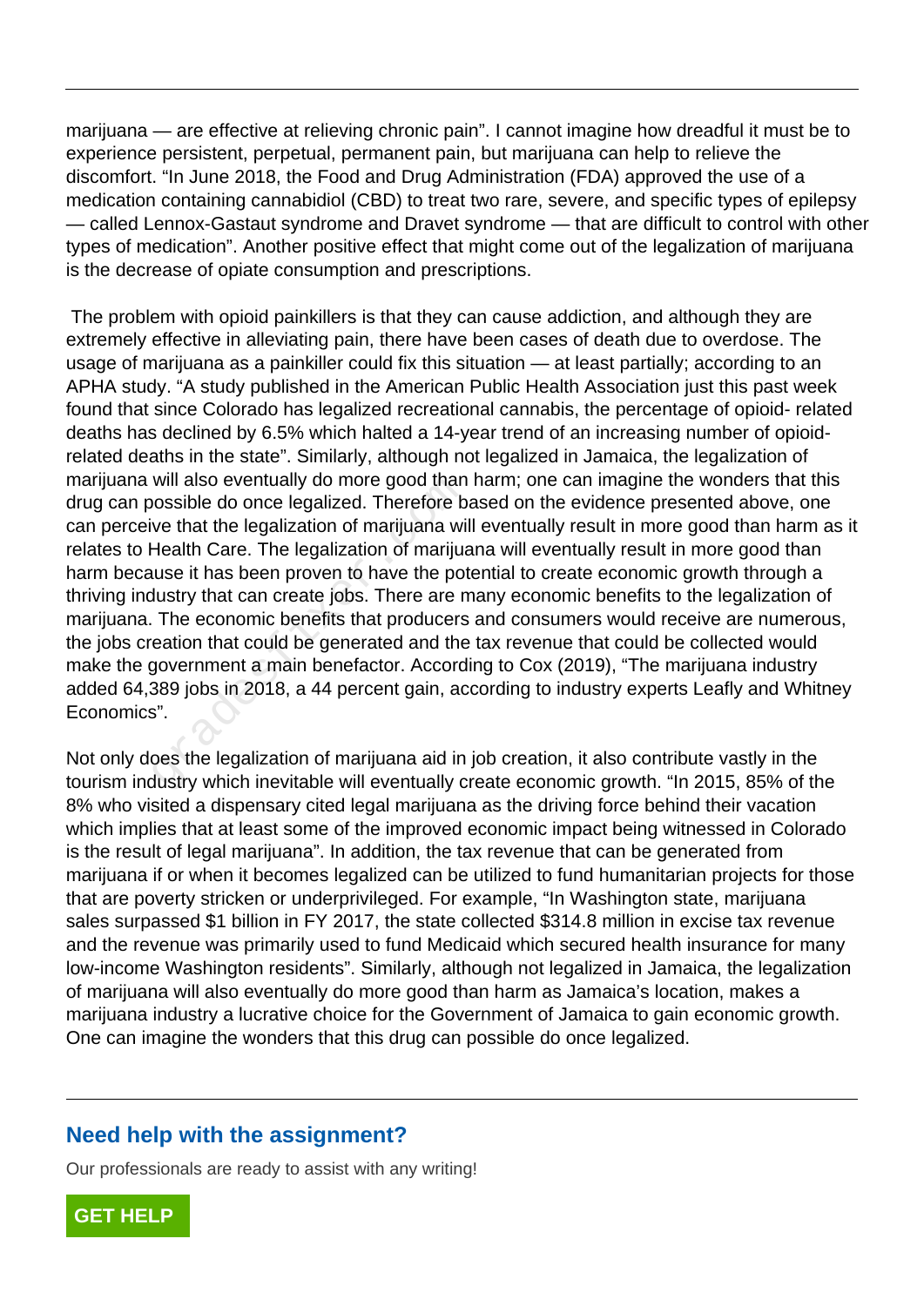marijuana — are effective at relieving chronic pain". I cannot imagine how dreadful it must be to experience persistent, perpetual, permanent pain, but marijuana can help to relieve the discomfort. "In June 2018, the Food and Drug Administration (FDA) approved the use of a medication containing cannabidiol (CBD) to treat two rare, severe, and specific types of epilepsy — called Lennox-Gastaut syndrome and Dravet syndrome — that are difficult to control with other types of medication". Another positive effect that might come out of the legalization of marijuana is the decrease of opiate consumption and prescriptions.

The problem with opioid painkillers is that they can cause addiction, and although they are extremely effective in alleviating pain, there have been cases of death due to overdose. The usage of marijuana as a painkiller could fix this situation — at least partially; according to an APHA study. "A study published in the American Public Health Association just this past week found that since Colorado has legalized recreational cannabis, the percentage of opioid- related deaths has declined by 6.5% which halted a 14-year trend of an increasing number of opioid-related deaths in the state". Similarly, although not legalized in Jamaica, the legalization of marijuana will also eventually do more good than harm; one can imagine the wonders that this drug can possible do once legalized. Therefore based on the evidence presented above, one can perceive that the legalization of marijuana will eventually result in more good than harm as it relates to Health Care. The legalization of marijuana will eventually result in more good than harm because it has been proven to have the potential to create economic growth through a thriving industry that can create jobs. There are many economic benefits to the legalization of marijuana. The economic benefits that producers and consumers would receive are numerous, the jobs creation that could be generated and the tax revenue that could be collected would make the government a main benefactor. According to Cox (2019), "The marijuana industry added 64,389 jobs in 2018, a 44 percent gain, according to industry experts Leafly and Whitney Economics".

Not only does the legalization of marijuana aid in job creation, it also contribute vastly in the tourism industry which inevitable will eventually create economic growth. "In 2015, 85% of the 8% who visited a dispensary cited legal marijuana as the driving force behind their vacation which implies that at least some of the improved economic impact being witnessed in Colorado is the result of legal marijuana". In addition, the tax revenue that can be generated from marijuana if or when it becomes legalized can be utilized to fund humanitarian projects for those that are poverty stricken or underprivileged. For example, "In Washington state, marijuana sales surpassed $1 billion in FY 2017, the state collected $314.8 million in excise tax revenue and the revenue was primarily used to fund Medicaid which secured health insurance for many low-income Washington residents". Similarly, although not legalized in Jamaica, the legalization of marijuana will also eventually do more good than harm as Jamaica's location, makes a marijuana industry a lucrative choice for the Government of Jamaica to gain economic growth. One can imagine the wonders that this drug can possible do once legalized.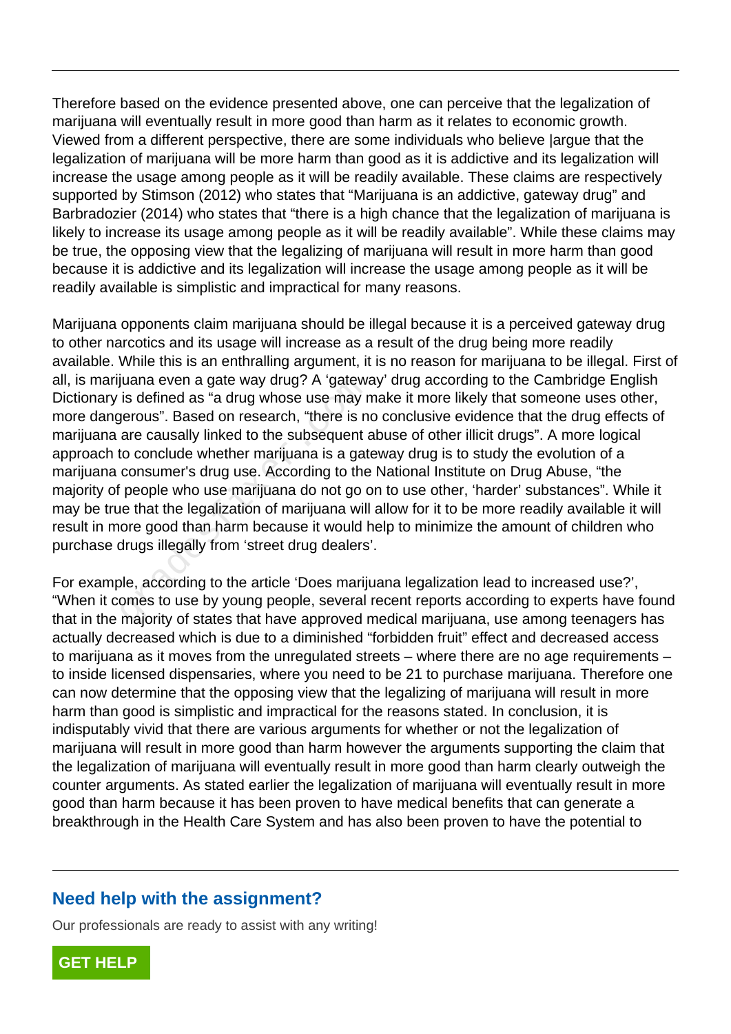Therefore based on the evidence presented above, one can perceive that the legalization of marijuana will eventually result in more good than harm as it relates to economic growth. Viewed from a different perspective, there are some individuals who believe |argue that the legalization of marijuana will be more harm than good as it is addictive and its legalization will increase the usage among people as it will be readily available. These claims are respectively supported by Stimson (2012) who states that "Marijuana is an addictive, gateway drug" and Barbradozier (2014) who states that "there is a high chance that the legalization of marijuana is likely to increase its usage among people as it will be readily available". While these claims may be true, the opposing view that the legalizing of marijuana will result in more harm than good because it is addictive and its legalization will increase the usage among people as it will be readily available is simplistic and impractical for many reasons.

Marijuana opponents claim marijuana should be illegal because it is a perceived gateway drug to other narcotics and its usage will increase as a result of the drug being more readily available. While this is an enthralling argument, it is no reason for marijuana to be illegal. First of all, is marijuana even a gate way drug? A 'gateway' drug according to the Cambridge English Dictionary is defined as "a drug whose use may make it more likely that someone uses other, more dangerous". Based on research, "there is no conclusive evidence that the drug effects of marijuana are causally linked to the subsequent abuse of other illicit drugs". A more logical approach to conclude whether marijuana is a gateway drug is to study the evolution of a marijuana consumer's drug use. According to the National Institute on Drug Abuse, "the majority of people who use marijuana do not go on to use other, 'harder' substances". While it may be true that the legalization of marijuana will allow for it to be more readily available it will result in more good than harm because it would help to minimize the amount of children who purchase drugs illegally from 'street drug dealers'.

For example, according to the article 'Does marijuana legalization lead to increased use?', "When it comes to use by young people, several recent reports according to experts have found that in the majority of states that have approved medical marijuana, use among teenagers has actually decreased which is due to a diminished "forbidden fruit" effect and decreased access to marijuana as it moves from the unregulated streets – where there are no age requirements – to inside licensed dispensaries, where you need to be 21 to purchase marijuana. Therefore one can now determine that the opposing view that the legalizing of marijuana will result in more harm than good is simplistic and impractical for the reasons stated. In conclusion, it is indisputably vivid that there are various arguments for whether or not the legalization of marijuana will result in more good than harm however the arguments supporting the claim that the legalization of marijuana will eventually result in more good than harm clearly outweigh the counter arguments. As stated earlier the legalization of marijuana will eventually result in more good than harm because it has been proven to have medical benefits that can generate a breakthrough in the Health Care System and has also been proven to have the potential to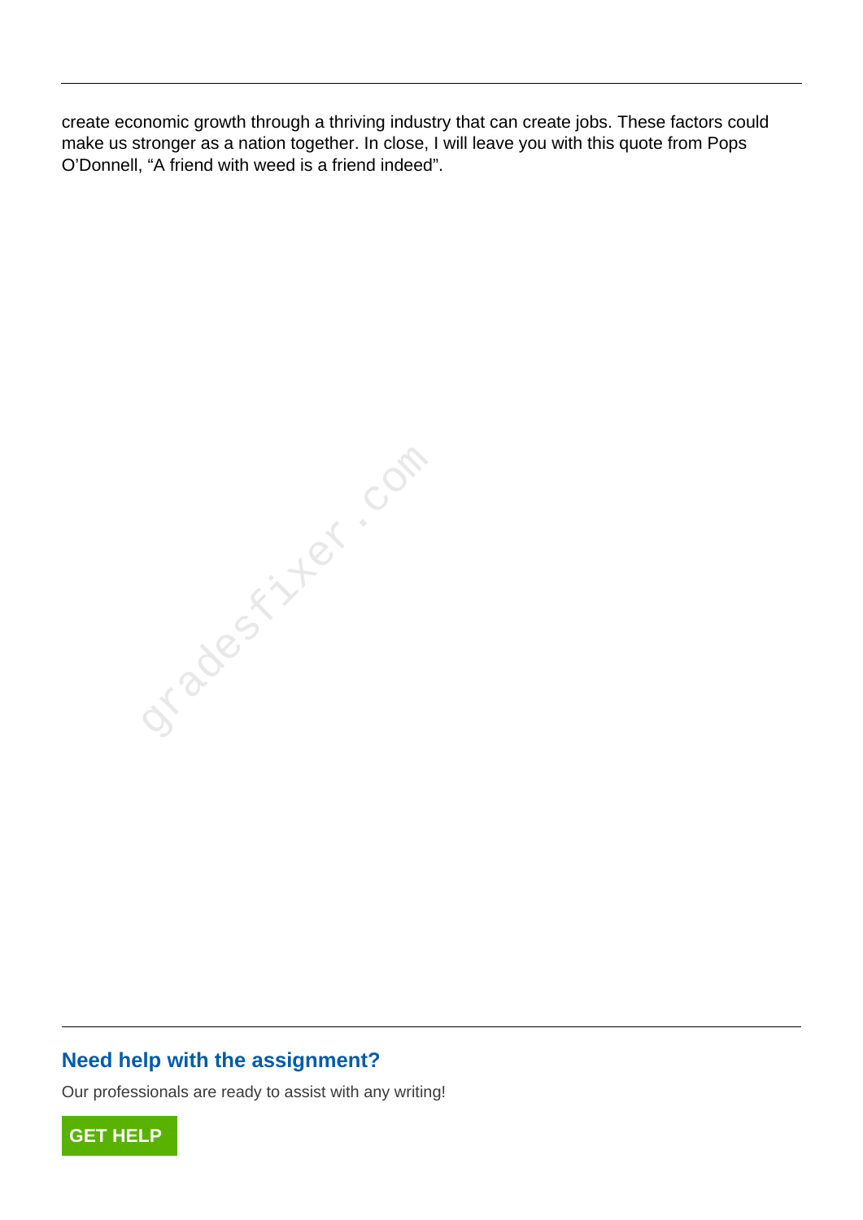create economic growth through a thriving industry that can create jobs. These factors could make us stronger as a nation together. In close, I will leave you with this quote from Pops O'Donnell, "A friend with weed is a friend indeed".

## Need help with the assignment?

Our professionals are ready to assist with any writing!

**GET HELP**